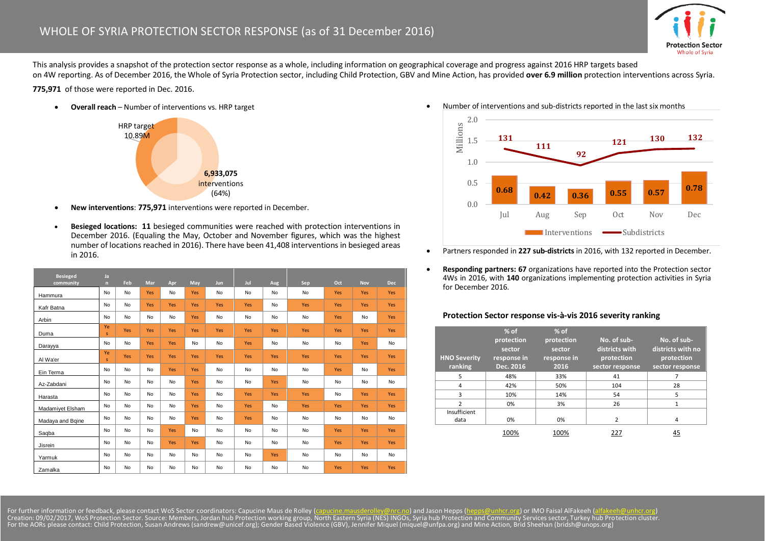// WHOLE OF SYRIA PROTECTION SECTOR RESPONSE (as of 31 December 2016)

This analysis provides a snapshot of the protection sector response as a whole, including information on geographical coverage and progress against 2016 HRP targets based on 4W reporting. As of December 2016, the Whole of Syria Protection sector, including Child Protection, GBV and Mine Action, has provided **over 6.9 million** protection interventions across Syria.

**775,971** of those were reported in Dec. 2016.

- **Overall reach** – Number of interventions vs. HRP target

HRP target 10.89M

**6,933,075** interventions (64%)

- **New interventions**: **775,971** interventions were reported in December.
- **Besieged locations: 11** besieged communities were reached with protection interventions in December 2016. (Equaling the May, October and November figures, which was the highest number of locations reached in 2016). There have been 41,408 interventions in besieged areas in 2016.

| Besieged community | Jan | Feb | Mar | Apr | May | Jun | Jul | Aug | Sep | Oct | Nov | Dec |
|---|---|---|---|---|---|---|---|---|---|---|---|---|
| Hammura | No | No | Yes | No | Yes | No | No | No | No | Yes | Yes | Yes |
| Kafr Batna | No | No | Yes | Yes | Yes | Yes | Yes | No | Yes | Yes | Yes | Yes |
| Arbin | No | No | No | No | Yes | No | No | No | No | Yes | No | Yes |
| Duma | Yes | Yes | Yes | Yes | Yes | Yes | Yes | Yes | Yes | Yes | Yes | Yes |
| Darayya | No | No | Yes | Yes | No | No | Yes | No | No | No | Yes | No |
| Al Wa'er | Yes | Yes | Yes | Yes | Yes | Yes | Yes | Yes | Yes | Yes | Yes | Yes |
| Ein Terma | No | No | No | Yes | Yes | No | No | No | No | Yes | No | Yes |
| Az-Zabdani | No | No | No | No | Yes | No | No | Yes | No | No | No | No |
| Harasta | No | No | No | No | Yes | No | Yes | Yes | Yes | No | Yes | Yes |
| Madamiyet Elsham | No | No | No | No | Yes | No | Yes | No | Yes | Yes | Yes | Yes |
| Madaya and Bqine | No | No | No | No | Yes | No | Yes | No | No | No | No | No |
| Saqba | No | No | No | Yes | No | No | No | No | No | Yes | Yes | Yes |
| Jisrein | No | No | No | Yes | Yes | No | No | No | No | Yes | Yes | Yes |
| Yarmuk | No | No | No | No | No | No | No | Yes | No | No | No | No |
| Zamalka | No | No | No | No | No | No | No | No | No | Yes | Yes | Yes |

- Number of interventions and sub-districts reported in the last six months

| | Jul | Aug | Sep | Oct | Nov | Dec |
|---|---|---|---|---|---|---|
| Interventions (Millions) | 0.68 | 0.42 | 0.36 | 0.55 | 0.57 | 0.78 |
| Subdistricts | 131 | 111 | 92 | 121 | 130 | 132 |

- Partners responded in **227 sub-districts** in 2016, with 132 reported in December.
- **Responding partners: 67** organizations have reported into the Protection sector 4Ws in 2016, with **140** organizations implementing protection activities in Syria for December 2016.

### Protection Sector response vis-à-vis 2016 severity ranking

| HNO Severity ranking | % of protection sector response in Dec. 2016 | % of protection sector response in 2016 | No. of sub-districts with protection sector response | No. of sub-districts with no protection sector response |
|---|---|---|---|---|
| 5 | 48% | 33% | 41 | 7 |
| 4 | 42% | 50% | 104 | 28 |
| 3 | 10% | 14% | 54 | 5 |
| 2 | 0% | 3% | 26 | 1 |
| Insufficient data | 0% | 0% | 2 | 4 |
| | 100% | 100% | 227 | 45 |

For further information or feedback, please contact WoS Sector coordinators: Capucine Maus de Rolley (capucine.mausderolley@nrc.no) and Jason Hepps (hepps@unhcr.org) or IMO Faisal AlFakeeh (alfakeeh@unhcr.org)
Creation: 09/02/2017, WoS Protection Sector. Source: Members, Jordan hub Protection working group, North Eastern Syria (NES) INGOs, Syria hub Protection and Community Services sector, Turkey hub Protection cluster.
For the AORs please contact: Child Protection, Susan Andrews (sandrew@unicef.org); Gender Based Violence (GBV), Jennifer Miquel (miquel@unfpa.org) and Mine Action, Brid Sheehan (bridsh@unops.org)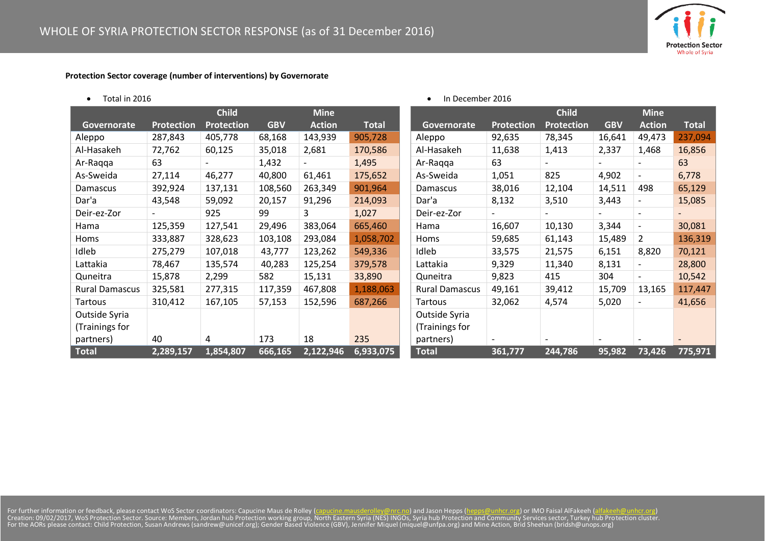# WHOLE OF SYRIA PROTECTION SECTOR RESPONSE (as of 31 December 2016)

**Protection Sector coverage (number of interventions) by Governorate**

- Total in 2016

| Governorate | Protection | Child Protection | GBV | Mine Action | Total |
|---|---|---|---|---|---|
| Aleppo | 287,843 | 405,778 | 68,168 | 143,939 | 905,728 |
| Al-Hasakeh | 72,762 | 60,125 | 35,018 | 2,681 | 170,586 |
| Ar-Raqqa | 63 | - | 1,432 | - | 1,495 |
| As-Sweida | 27,114 | 46,277 | 40,800 | 61,461 | 175,652 |
| Damascus | 392,924 | 137,131 | 108,560 | 263,349 | 901,964 |
| Dar'a | 43,548 | 59,092 | 20,157 | 91,296 | 214,093 |
| Deir-ez-Zor | - | 925 | 99 | 3 | 1,027 |
| Hama | 125,359 | 127,541 | 29,496 | 383,064 | 665,460 |
| Homs | 333,887 | 328,623 | 103,108 | 293,084 | 1,058,702 |
| Idleb | 275,279 | 107,018 | 43,777 | 123,262 | 549,336 |
| Lattakia | 78,467 | 135,574 | 40,283 | 125,254 | 379,578 |
| Quneitra | 15,878 | 2,299 | 582 | 15,131 | 33,890 |
| Rural Damascus | 325,581 | 277,315 | 117,359 | 467,808 | 1,188,063 |
| Tartous | 310,412 | 167,105 | 57,153 | 152,596 | 687,266 |
| Outside Syria (Trainings for partners) | 40 | 4 | 173 | 18 | 235 |
| **Total** | **2,289,157** | **1,854,807** | **666,165** | **2,122,946** | **6,933,075** |

- In December 2016

| Governorate | Protection | Child Protection | GBV | Mine Action | Total |
|---|---|---|---|---|---|
| Aleppo | 92,635 | 78,345 | 16,641 | 49,473 | 237,094 |
| Al-Hasakeh | 11,638 | 1,413 | 2,337 | 1,468 | 16,856 |
| Ar-Raqqa | 63 | - | - | - | 63 |
| As-Sweida | 1,051 | 825 | 4,902 | - | 6,778 |
| Damascus | 38,016 | 12,104 | 14,511 | 498 | 65,129 |
| Dar'a | 8,132 | 3,510 | 3,443 | - | 15,085 |
| Deir-ez-Zor | - | - | - | - | - |
| Hama | 16,607 | 10,130 | 3,344 | - | 30,081 |
| Homs | 59,685 | 61,143 | 15,489 | 2 | 136,319 |
| Idleb | 33,575 | 21,575 | 6,151 | 8,820 | 70,121 |
| Lattakia | 9,329 | 11,340 | 8,131 | - | 28,800 |
| Quneitra | 9,823 | 415 | 304 | - | 10,542 |
| Rural Damascus | 49,161 | 39,412 | 15,709 | 13,165 | 117,447 |
| Tartous | 32,062 | 4,574 | 5,020 | - | 41,656 |
| Outside Syria (Trainings for partners) | - | - | - | - | - |
| **Total** | **361,777** | **244,786** | **95,982** | **73,426** | **775,971** |

For further information or feedback, please contact WoS Sector coordinators: Capucine Maus de Rolley (capucine.mausderolley@nrc.no) and Jason Hepps (hepps@unhcr.org) or IMO Faisal AlFakeeh (alfakeeh@unhcr.org)
Creation: 09/02/2017, WoS Protection Sector. Source: Members, Jordan hub Protection working group, North Eastern Syria (NES) INGOs, Syria hub Protection and Community Services sector, Turkey hub Protection cluster.
For the AORs please contact: Child Protection, Susan Andrews (sandrew@unicef.org); Gender Based Violence (GBV), Jennifer Miquel (miquel@unfpa.org) and Mine Action, Brid Sheehan (bridsh@unops.org)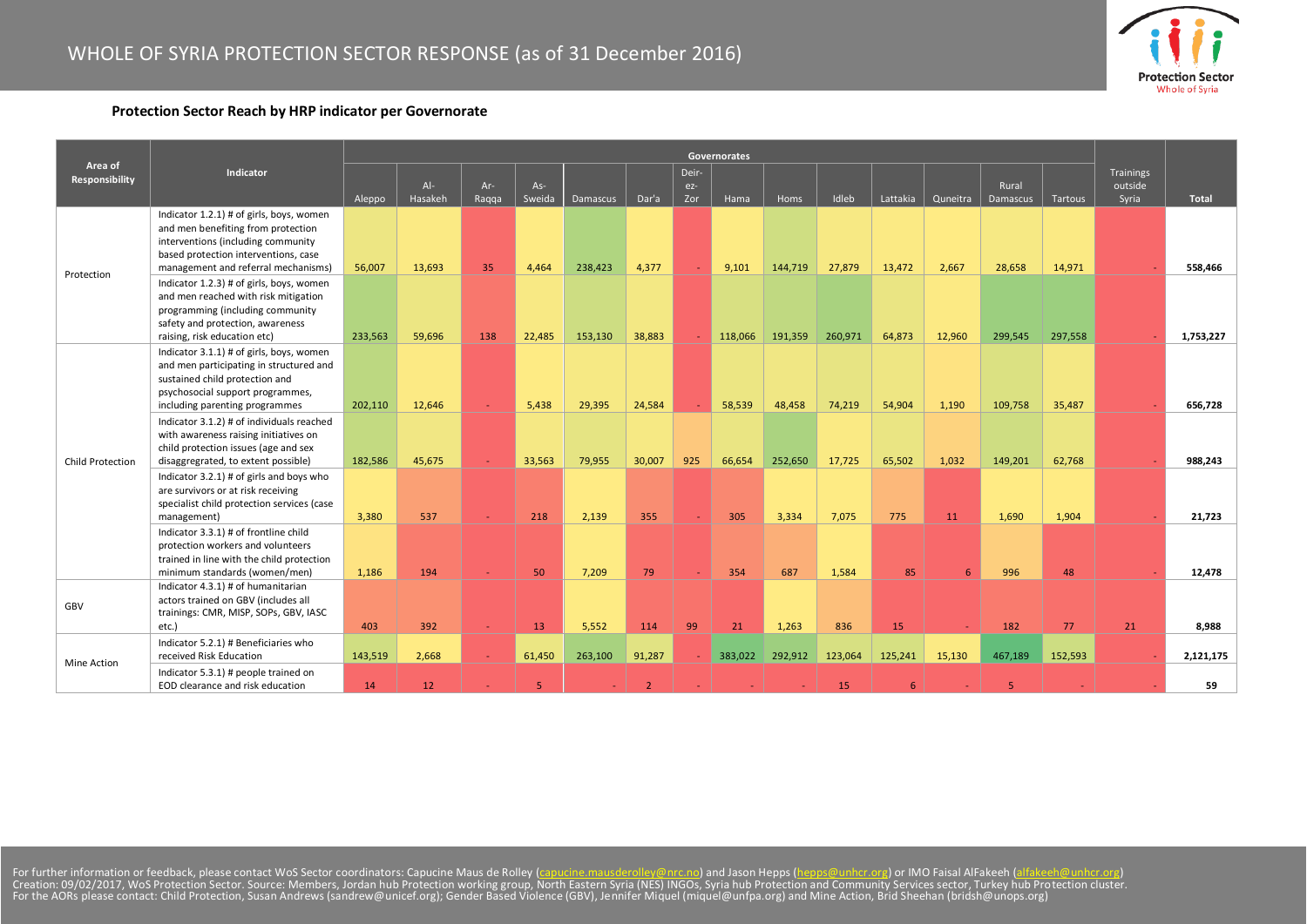# WHOLE OF SYRIA PROTECTION SECTOR RESPONSE (as of 31 December 2016)

**Protection Sector Reach by HRP indicator per Governorate**

| Area of Responsibility | Indicator | Governorates | | | | | | | | | | | | | | Trainings outside Syria | Total |
|---|---|---|---|---|---|---|---|---|---|---|---|---|---|---|---|---|---|
| | | Aleppo | Al-Hasakeh | Ar-Raqqa | As-Sweida | Damascus | Dar'a | Deir-ez-Zor | Hama | Homs | Idleb | Lattakia | Quneitra | Rural Damascus | Tartous | | |
| Protection | Indicator 1.2.1) # of girls, boys, women and men benefiting from protection interventions (including community based protection interventions, case management and referral mechanisms) | 56,007 | 13,693 | 35 | 4,464 | 238,423 | 4,377 | - | 9,101 | 144,719 | 27,879 | 13,472 | 2,667 | 28,658 | 14,971 | - | 558,466 |
| | Indicator 1.2.3) # of girls, boys, women and men reached with risk mitigation programming (including community safety and protection, awareness raising, risk education etc) | 233,563 | 59,696 | 138 | 22,485 | 153,130 | 38,883 | - | 118,066 | 191,359 | 260,971 | 64,873 | 12,960 | 299,545 | 297,558 | - | 1,753,227 |
| Child Protection | Indicator 3.1.1) # of girls, boys, women and men participating in structured and sustained child protection and psychosocial support programmes, including parenting programmes | 202,110 | 12,646 | - | 5,438 | 29,395 | 24,584 | - | 58,539 | 48,458 | 74,219 | 54,904 | 1,190 | 109,758 | 35,487 | - | 656,728 |
| | Indicator 3.1.2) # of individuals reached with awareness raising initiatives on child protection issues (age and sex disaggregrated, to extent possible) | 182,586 | 45,675 | - | 33,563 | 79,955 | 30,007 | 925 | 66,654 | 252,650 | 17,725 | 65,502 | 1,032 | 149,201 | 62,768 | - | 988,243 |
| | Indicator 3.2.1) # of girls and boys who are survivors or at risk receiving specialist child protection services (case management) | 3,380 | 537 | - | 218 | 2,139 | 355 | - | 305 | 3,334 | 7,075 | 775 | 11 | 1,690 | 1,904 | - | 21,723 |
| | Indicator 3.3.1) # of frontline child protection workers and volunteers trained in line with the child protection minimum standards (women/men) | 1,186 | 194 | - | 50 | 7,209 | 79 | - | 354 | 687 | 1,584 | 85 | 6 | 996 | 48 | - | 12,478 |
| GBV | Indicator 4.3.1) # of humanitarian actors trained on GBV (includes all trainings: CMR, MISP, SOPs, GBV, IASC etc.) | 403 | 392 | - | 13 | 5,552 | 114 | 99 | 21 | 1,263 | 836 | 15 | - | 182 | 77 | 21 | 8,988 |
| Mine Action | Indicator 5.2.1) # Beneficiaries who received Risk Education | 143,519 | 2,668 | - | 61,450 | 263,100 | 91,287 | - | 383,022 | 292,912 | 123,064 | 125,241 | 15,130 | 467,189 | 152,593 | - | 2,121,175 |
| | Indicator 5.3.1) # people trained on EOD clearance and risk education | 14 | 12 | - | 5 | - | 2 | - | - | - | 15 | 6 | - | 5 | - | - | 59 |

For further information or feedback, please contact WoS Sector coordinators: Capucine Maus de Rolley (capucine.mausderolley@nrc.no) and Jason Hepps (hepps@unhcr.org) or IMO Faisal AlFakeeh (alfakeeh@unhcr.org)
Creation: 09/02/2017, WoS Protection Sector. Source: Members, Jordan hub Protection working group, North Eastern Syria (NES) INGOs, Syria hub Protection and Community Services sector, Turkey hub Protection cluster.
For the AORs please contact: Child Protection, Susan Andrews (sandrew@unicef.org); Gender Based Violence (GBV), Jennifer Miquel (miquel@unfpa.org) and Mine Action, Brid Sheehan (bridsh@unops.org)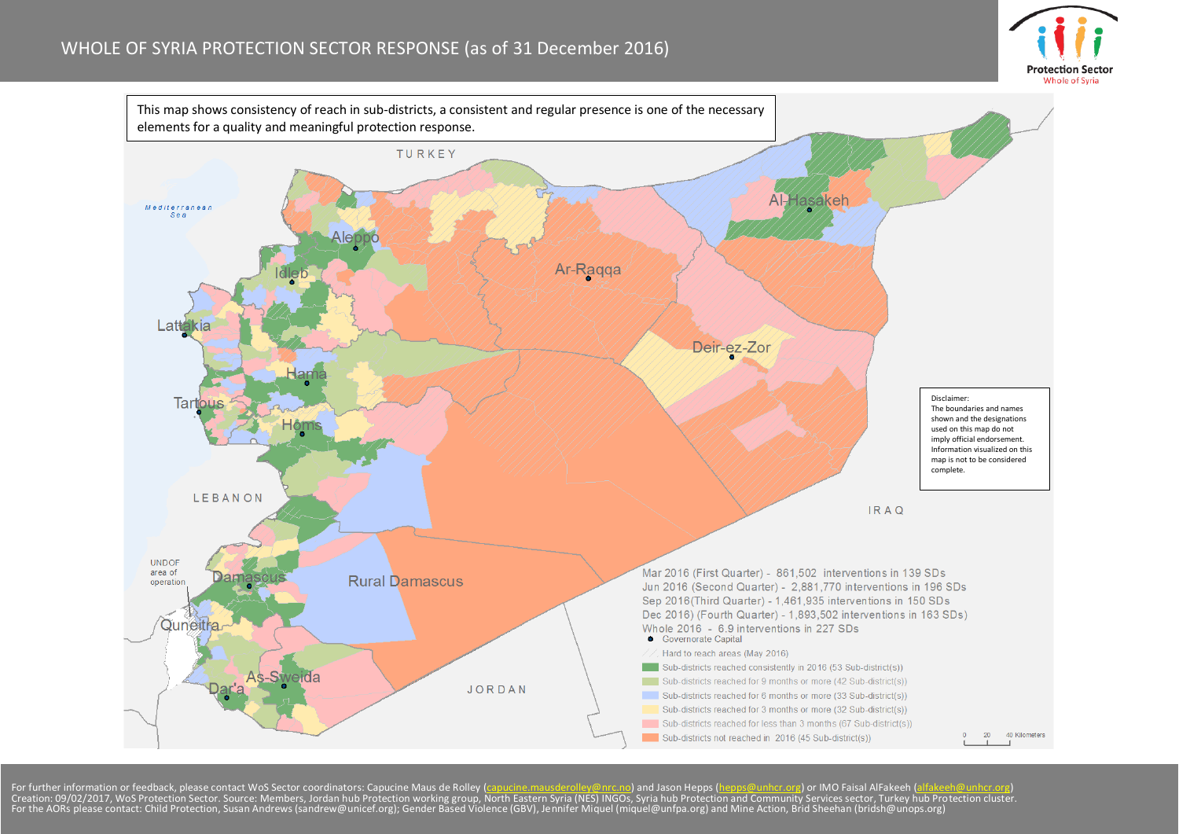# WHOLE OF SYRIA PROTECTION SECTOR RESPONSE (as of 31 December 2016)

Protection Sector
Whole of Syria

This map shows consistency of reach in sub-districts, a consistent and regular presence is one of the necessary elements for a quality and meaningful protection response.

TURKEY

Mediterranean Sea

Aleppo

Idleb

Ar-Raqqa

Al-Hasakeh

Lattakia

Deir-ez-Zor

Hama

Tartous

Homs

LEBANON

IRAQ

UNDOF area of operation

Damascus

Rural Damascus

Quneitra

As-Sweida

Dar'a

JORDAN

Disclaimer:
The boundaries and names shown and the designations used on this map do not imply official endorsement. Information visualized on this map is not to be considered complete.

Mar 2016 (First Quarter) - 861,502 interventions in 139 SDs
Jun 2016 (Second Quarter) - 2,881,770 interventions in 196 SDs
Sep 2016(Third Quarter) - 1,461,935 interventions in 150 SDs
Dec 2016) (Fourth Quarter) - 1,893,502 interventions in 163 SDs)
Whole 2016 - 6.9 interventions in 227 SDs

- Governorate Capital
- Hard to reach areas (May 2016)
- Sub-districts reached consistently in 2016 (53 Sub-district(s))
- Sub-districts reached for 9 months or more (42 Sub-district(s))
- Sub-districts reached for 6 months or more (33 Sub-district(s))
- Sub-districts reached for 3 months or more (32 Sub-district(s))
- Sub-districts reached for less than 3 months (67 Sub-district(s))
- Sub-districts not reached in 2016 (45 Sub-district(s))

0 20 40 Kilometers

For further information or feedback, please contact WoS Sector coordinators: Capucine Maus de Rolley (capucine.mausderolley@nrc.no) and Jason Hepps (hepps@unhcr.org) or IMO Faisal AlFakeeh (alfakeeh@unhcr.org)
Creation: 09/02/2017, WoS Protection Sector. Source: Members, Jordan hub Protection working group, North Eastern Syria (NES) INGOs, Syria hub Protection and Community Services sector, Turkey hub Protection cluster.
For the AORs please contact: Child Protection, Susan Andrews (sandrew@unicef.org); Gender Based Violence (GBV), Jennifer Miquel (miquel@unfpa.org) and Mine Action, Brid Sheehan (bridsh@unops.org)